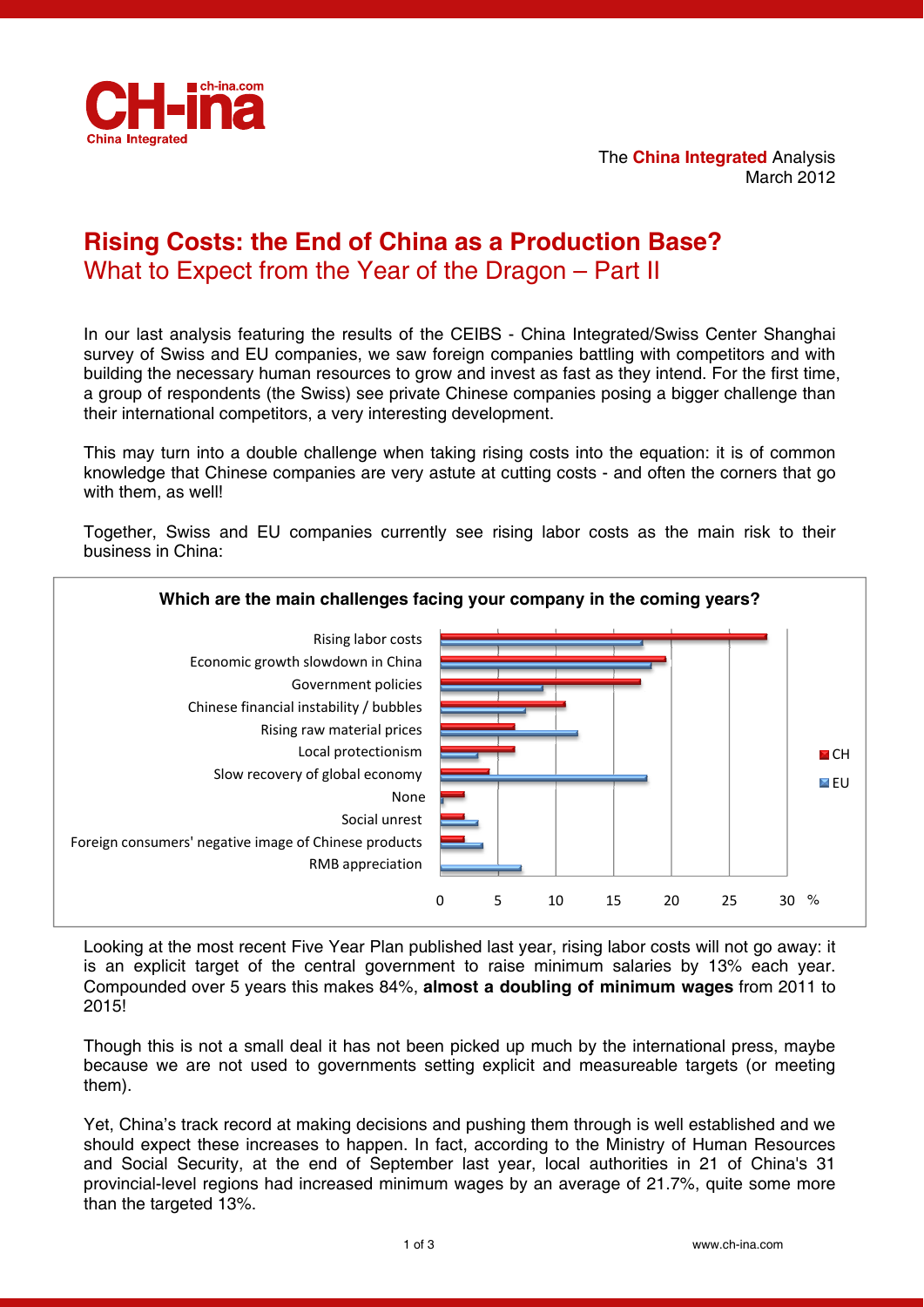The **China Integrated** Analysis
March 2012

# Rising Costs: the End of China as a Production Base?

## What to Expect from the Year of the Dragon – Part II

In our last analysis featuring the results of the CEIBS - China Integrated/Swiss Center Shanghai survey of Swiss and EU companies, we saw foreign companies battling with competitors and with building the necessary human resources to grow and invest as fast as they intend. For the first time, a group of respondents (the Swiss) see private Chinese companies posing a bigger challenge than their international competitors, a very interesting development.

This may turn into a double challenge when taking rising costs into the equation: it is of common knowledge that Chinese companies are very astute at cutting costs - and often the corners that go with them, as well!

Together, Swiss and EU companies currently see rising labor costs as the main risk to their business in China:

**Which are the main challenges facing your company in the coming years?**

Rising labor costs
Economic growth slowdown in China
Government policies
Chinese financial instability / bubbles
Rising raw material prices
Local protectionism
Slow recovery of global economy
None
Social unrest
Foreign consumers' negative image of Chinese products
RMB appreciation

0 5 10 15 20 25 30 %

CH
EU

Looking at the most recent Five Year Plan published last year, rising labor costs will not go away: it is an explicit target of the central government to raise minimum salaries by 13% each year. Compounded over 5 years this makes 84%, **almost a doubling of minimum wages** from 2011 to 2015!

Though this is not a small deal it has not been picked up much by the international press, maybe because we are not used to governments setting explicit and measureable targets (or meeting them).

Yet, China's track record at making decisions and pushing them through is well established and we should expect these increases to happen. In fact, according to the Ministry of Human Resources and Social Security, at the end of September last year, local authorities in 21 of China's 31 provincial-level regions had increased minimum wages by an average of 21.7%, quite some more than the targeted 13%.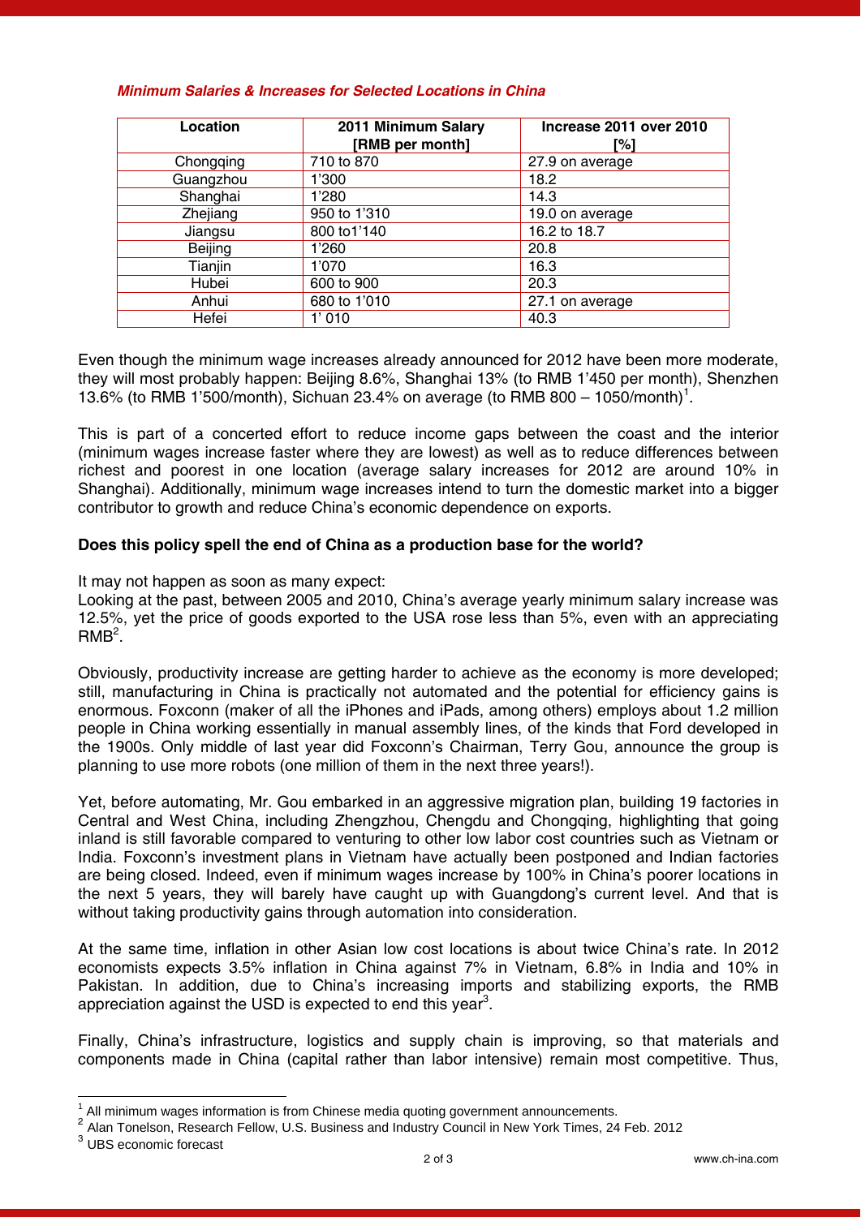***Minimum Salaries & Increases for Selected Locations in China***

| Location | 2011 Minimum Salary [RMB per month] | Increase 2011 over 2010 [%] |
|---|---|---|
| Chongqing | 710 to 870 | 27.9 on average |
| Guangzhou | 1'300 | 18.2 |
| Shanghai | 1'280 | 14.3 |
| Zhejiang | 950 to 1'310 | 19.0 on average |
| Jiangsu | 800 to1'140 | 16.2 to 18.7 |
| Beijing | 1'260 | 20.8 |
| Tianjin | 1'070 | 16.3 |
| Hubei | 600 to 900 | 20.3 |
| Anhui | 680 to 1'010 | 27.1 on average |
| Hefei | 1' 010 | 40.3 |

Even though the minimum wage increases already announced for 2012 have been more moderate, they will most probably happen: Beijing 8.6%, Shanghai 13% (to RMB 1'450 per month), Shenzhen 13.6% (to RMB 1'500/month), Sichuan 23.4% on average (to RMB 800 – 1050/month)[1].

This is part of a concerted effort to reduce income gaps between the coast and the interior (minimum wages increase faster where they are lowest) as well as to reduce differences between richest and poorest in one location (average salary increases for 2012 are around 10% in Shanghai). Additionally, minimum wage increases intend to turn the domestic market into a bigger contributor to growth and reduce China's economic dependence on exports.

**Does this policy spell the end of China as a production base for the world?**

It may not happen as soon as many expect:
Looking at the past, between 2005 and 2010, China's average yearly minimum salary increase was 12.5%, yet the price of goods exported to the USA rose less than 5%, even with an appreciating RMB[2].

Obviously, productivity increase are getting harder to achieve as the economy is more developed; still, manufacturing in China is practically not automated and the potential for efficiency gains is enormous. Foxconn (maker of all the iPhones and iPads, among others) employs about 1.2 million people in China working essentially in manual assembly lines, of the kinds that Ford developed in the 1900s. Only middle of last year did Foxconn's Chairman, Terry Gou, announce the group is planning to use more robots (one million of them in the next three years!).

Yet, before automating, Mr. Gou embarked in an aggressive migration plan, building 19 factories in Central and West China, including Zhengzhou, Chengdu and Chongqing, highlighting that going inland is still favorable compared to venturing to other low labor cost countries such as Vietnam or India. Foxconn's investment plans in Vietnam have actually been postponed and Indian factories are being closed. Indeed, even if minimum wages increase by 100% in China's poorer locations in the next 5 years, they will barely have caught up with Guangdong's current level. And that is without taking productivity gains through automation into consideration.

At the same time, inflation in other Asian low cost locations is about twice China's rate. In 2012 economists expects 3.5% inflation in China against 7% in Vietnam, 6.8% in India and 10% in Pakistan. In addition, due to China's increasing imports and stabilizing exports, the RMB appreciation against the USD is expected to end this year[3].

Finally, China's infrastructure, logistics and supply chain is improving, so that materials and components made in China (capital rather than labor intensive) remain most competitive. Thus,

[1] All minimum wages information is from Chinese media quoting government announcements.
[2] Alan Tonelson, Research Fellow, U.S. Business and Industry Council in New York Times, 24 Feb. 2012
[3] UBS economic forecast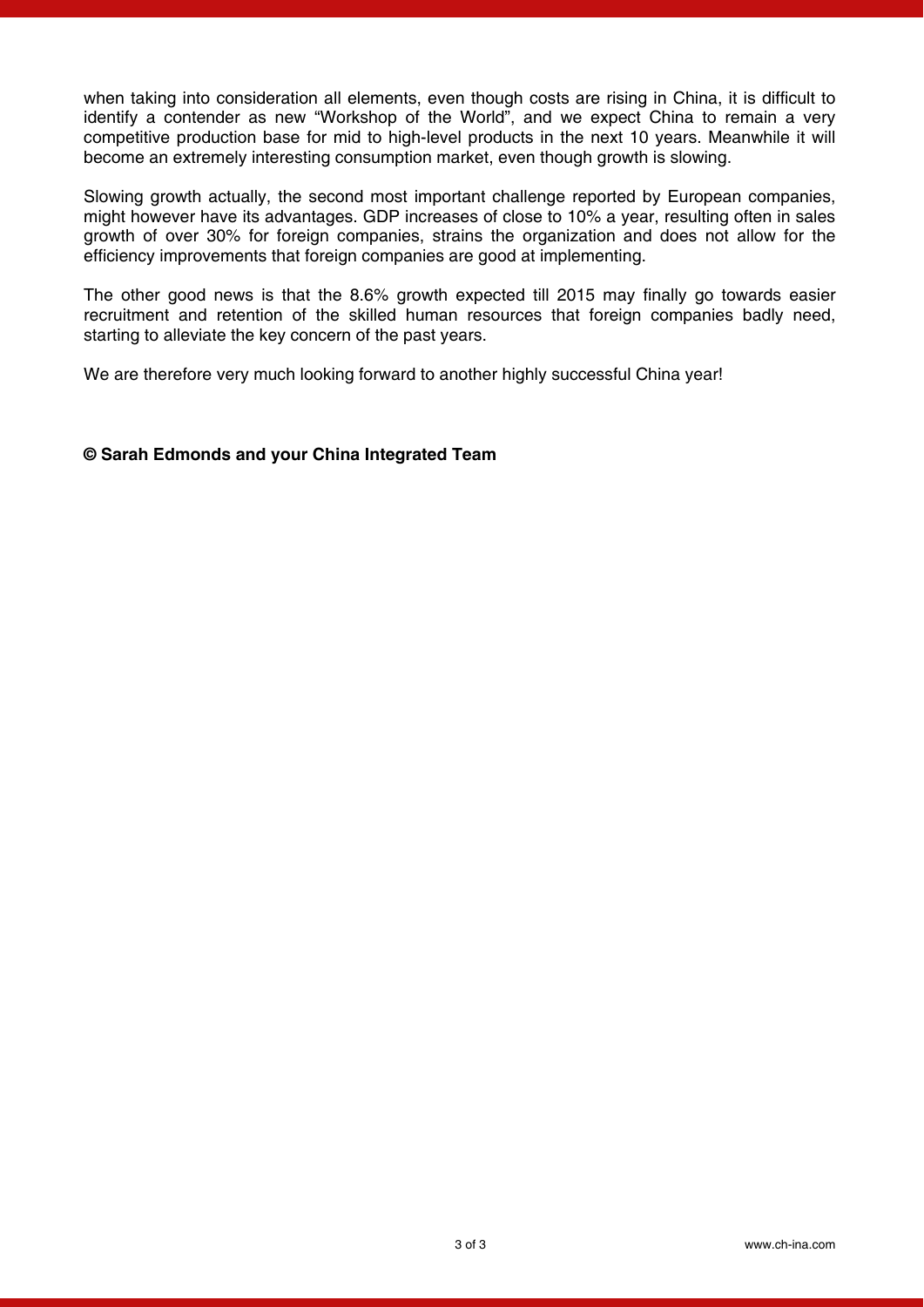when taking into consideration all elements, even though costs are rising in China, it is difficult to identify a contender as new "Workshop of the World", and we expect China to remain a very competitive production base for mid to high-level products in the next 10 years. Meanwhile it will become an extremely interesting consumption market, even though growth is slowing.

Slowing growth actually, the second most important challenge reported by European companies, might however have its advantages. GDP increases of close to 10% a year, resulting often in sales growth of over 30% for foreign companies, strains the organization and does not allow for the efficiency improvements that foreign companies are good at implementing.

The other good news is that the 8.6% growth expected till 2015 may finally go towards easier recruitment and retention of the skilled human resources that foreign companies badly need, starting to alleviate the key concern of the past years.

We are therefore very much looking forward to another highly successful China year!

**© Sarah Edmonds and your China Integrated Team**